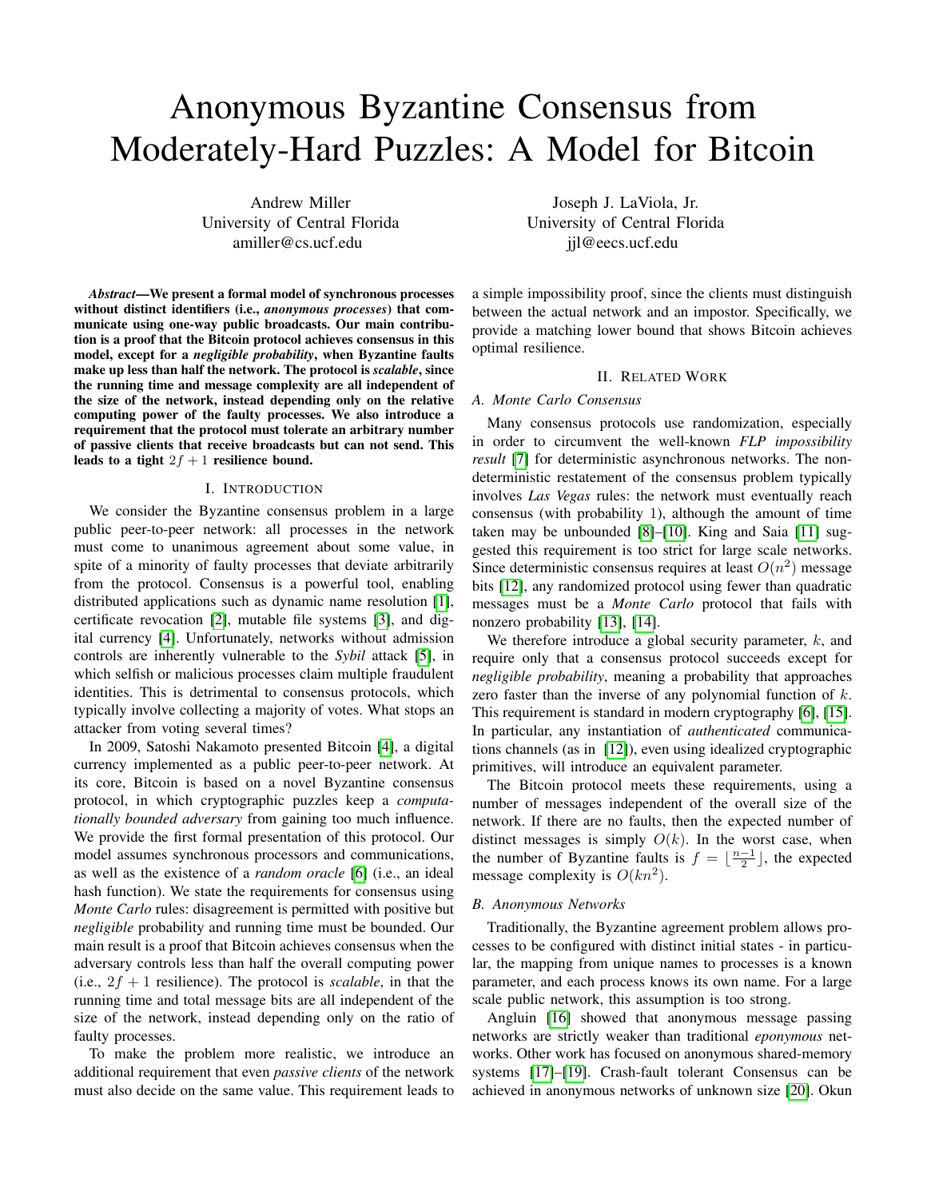# Anonymous Byzantine Consensus from Moderately-Hard Puzzles: A Model for Bitcoin

Andrew Miller
University of Central Florida
amiller@cs.ucf.edu

Joseph J. LaViola, Jr.
University of Central Florida
jjl@eecs.ucf.edu

***Abstract*—We present a formal model of synchronous processes without distinct identifiers (i.e., *anonymous processes*) that communicate using one-way public broadcasts. Our main contribution is a proof that the Bitcoin protocol achieves consensus in this model, except for a *negligible probability*, when Byzantine faults make up less than half the network. The protocol is *scalable*, since the running time and message complexity are all independent of the size of the network, instead depending only on the relative computing power of the faulty processes. We also introduce a requirement that the protocol must tolerate an arbitrary number of passive clients that receive broadcasts but can not send. This leads to a tight $2f + 1$ resilience bound.**

## I. Introduction

We consider the Byzantine consensus problem in a large public peer-to-peer network: all processes in the network must come to unanimous agreement about some value, in spite of a minority of faulty processes that deviate arbitrarily from the protocol. Consensus is a powerful tool, enabling distributed applications such as dynamic name resolution [1], certificate revocation [2], mutable file systems [3], and digital currency [4]. Unfortunately, networks without admission controls are inherently vulnerable to the *Sybil* attack [5], in which selfish or malicious processes claim multiple fraudulent identities. This is detrimental to consensus protocols, which typically involve collecting a majority of votes. What stops an attacker from voting several times?

In 2009, Satoshi Nakamoto presented Bitcoin [4], a digital currency implemented as a public peer-to-peer network. At its core, Bitcoin is based on a novel Byzantine consensus protocol, in which cryptographic puzzles keep a *computationally bounded adversary* from gaining too much influence. We provide the first formal presentation of this protocol. Our model assumes synchronous processors and communications, as well as the existence of a *random oracle* [6] (i.e., an ideal hash function). We state the requirements for consensus using *Monte Carlo* rules: disagreement is permitted with positive but *negligible* probability and running time must be bounded. Our main result is a proof that Bitcoin achieves consensus when the adversary controls less than half the overall computing power (i.e., $2f + 1$ resilience). The protocol is *scalable*, in that the running time and total message bits are all independent of the size of the network, instead depending only on the ratio of faulty processes.

To make the problem more realistic, we introduce an additional requirement that even *passive clients* of the network must also decide on the same value. This requirement leads to a simple impossibility proof, since the clients must distinguish between the actual network and an impostor. Specifically, we provide a matching lower bound that shows Bitcoin achieves optimal resilience.

## II. Related Work

### A. Monte Carlo Consensus

Many consensus protocols use randomization, especially in order to circumvent the well-known *FLP impossibility result* [7] for deterministic asynchronous networks. The nondeterministic restatement of the consensus problem typically involves *Las Vegas* rules: the network must eventually reach consensus (with probability 1), although the amount of time taken may be unbounded [8]–[10]. King and Saia [11] suggested this requirement is too strict for large scale networks. Since deterministic consensus requires at least $O(n^2)$ message bits [12], any randomized protocol using fewer than quadratic messages must be a *Monte Carlo* protocol that fails with nonzero probability [13], [14].

We therefore introduce a global security parameter, $k$, and require only that a consensus protocol succeeds except for *negligible probability*, meaning a probability that approaches zero faster than the inverse of any polynomial function of $k$. This requirement is standard in modern cryptography [6], [15]. In particular, any instantiation of *authenticated* communications channels (as in [12]), even using idealized cryptographic primitives, will introduce an equivalent parameter.

The Bitcoin protocol meets these requirements, using a number of messages independent of the overall size of the network. If there are no faults, then the expected number of distinct messages is simply $O(k)$. In the worst case, when the number of Byzantine faults is $f = \lfloor \frac{n-1}{2} \rfloor$, the expected message complexity is $O(kn^2)$.

### B. Anonymous Networks

Traditionally, the Byzantine agreement problem allows processes to be configured with distinct initial states - in particular, the mapping from unique names to processes is a known parameter, and each process knows its own name. For a large scale public network, this assumption is too strong.

Angluin [16] showed that anonymous message passing networks are strictly weaker than traditional *eponymous* networks. Other work has focused on anonymous shared-memory systems [17]–[19]. Crash-fault tolerant Consensus can be achieved in anonymous networks of unknown size [20]. Okun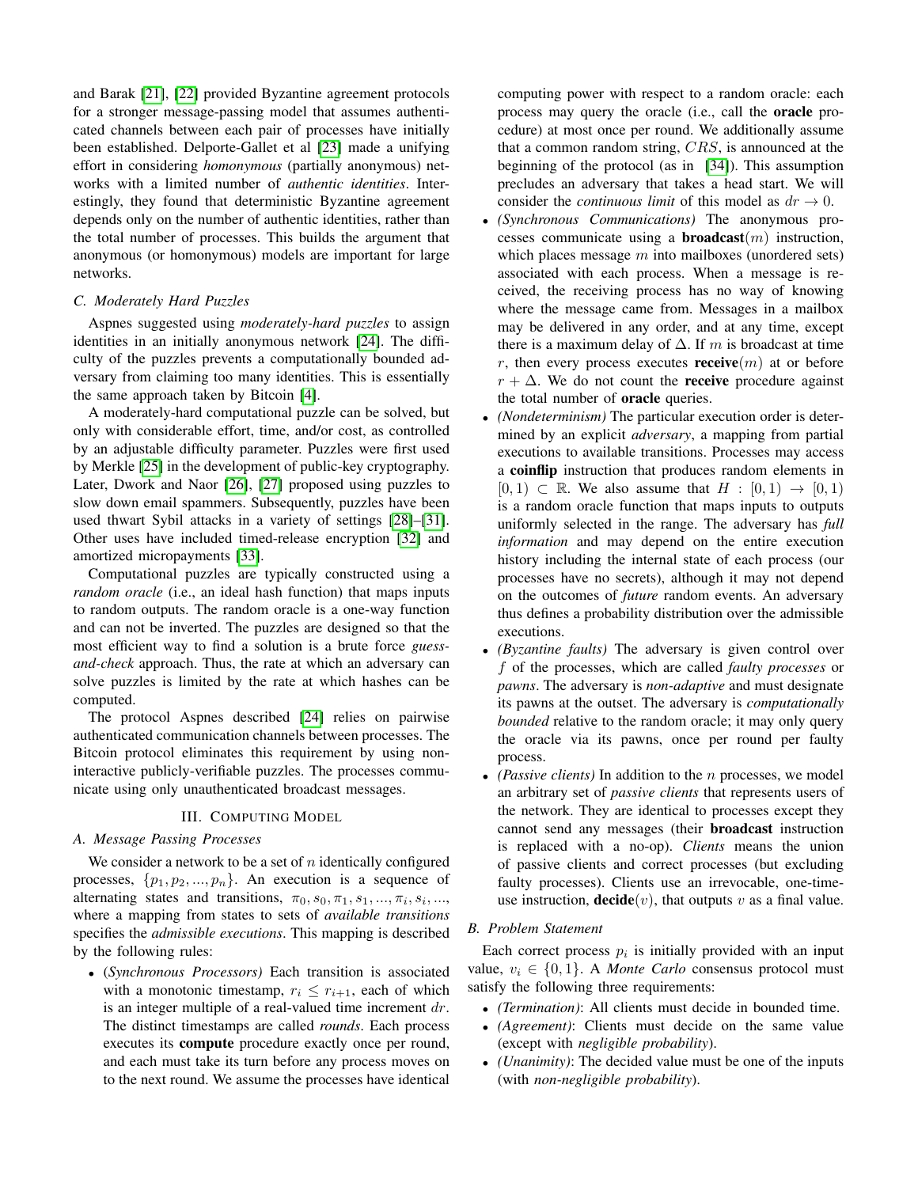and Barak [21], [22] provided Byzantine agreement protocols for a stronger message-passing model that assumes authenticated channels between each pair of processes have initially been established. Delporte-Gallet et al [23] made a unifying effort in considering *homonymous* (partially anonymous) networks with a limited number of *authentic identities*. Interestingly, they found that deterministic Byzantine agreement depends only on the number of authentic identities, rather than the total number of processes. This builds the argument that anonymous (or homonymous) models are important for large networks.

### C. Moderately Hard Puzzles

Aspnes suggested using *moderately-hard puzzles* to assign identities in an initially anonymous network [24]. The difficulty of the puzzles prevents a computationally bounded adversary from claiming too many identities. This is essentially the same approach taken by Bitcoin [4].

A moderately-hard computational puzzle can be solved, but only with considerable effort, time, and/or cost, as controlled by an adjustable difficulty parameter. Puzzles were first used by Merkle [25] in the development of public-key cryptography. Later, Dwork and Naor [26], [27] proposed using puzzles to slow down email spammers. Subsequently, puzzles have been used thwart Sybil attacks in a variety of settings [28]–[31]. Other uses have included timed-release encryption [32] and amortized micropayments [33].

Computational puzzles are typically constructed using a *random oracle* (i.e., an ideal hash function) that maps inputs to random outputs. The random oracle is a one-way function and can not be inverted. The puzzles are designed so that the most efficient way to find a solution is a brute force *guess-and-check* approach. Thus, the rate at which an adversary can solve puzzles is limited by the rate at which hashes can be computed.

The protocol Aspnes described [24] relies on pairwise authenticated communication channels between processes. The Bitcoin protocol eliminates this requirement by using non-interactive publicly-verifiable puzzles. The processes communicate using only unauthenticated broadcast messages.

## III. Computing Model

### A. Message Passing Processes

We consider a network to be a set of $n$ identically configured processes, $\{p_1, p_2, ..., p_n\}$. An execution is a sequence of alternating states and transitions, $\pi_0, s_0, \pi_1, s_1, ..., \pi_i, s_i, ...$, where a mapping from states to sets of *available transitions* specifies the *admissible executions*. This mapping is described by the following rules:

- (*Synchronous Processors*) Each transition is associated with a monotonic timestamp, $r_i \leq r_{i+1}$, each of which is an integer multiple of a real-valued time increment $dr$. The distinct timestamps are called *rounds*. Each process executes its **compute** procedure exactly once per round, and each must take its turn before any process moves on to the next round. We assume the processes have identical computing power with respect to a random oracle: each process may query the oracle (i.e., call the **oracle** procedure) at most once per round. We additionally assume that a common random string, $CRS$, is announced at the beginning of the protocol (as in [34]). This assumption precludes an adversary that takes a head start. We will consider the *continuous limit* of this model as $dr \rightarrow 0$.
- *(Synchronous Communications)* The anonymous processes communicate using a **broadcast**$(m)$ instruction, which places message $m$ into mailboxes (unordered sets) associated with each process. When a message is received, the receiving process has no way of knowing where the message came from. Messages in a mailbox may be delivered in any order, and at any time, except there is a maximum delay of $\Delta$. If $m$ is broadcast at time $r$, then every process executes **receive**$(m)$ at or before $r + \Delta$. We do not count the **receive** procedure against the total number of **oracle** queries.
- *(Nondeterminism)* The particular execution order is determined by an explicit *adversary*, a mapping from partial executions to available transitions. Processes may access a **coinflip** instruction that produces random elements in $[0, 1) \subset \mathbb{R}$. We also assume that $H : [0, 1) \rightarrow [0, 1)$ is a random oracle function that maps inputs to outputs uniformly selected in the range. The adversary has *full information* and may depend on the entire execution history including the internal state of each process (our processes have no secrets), although it may not depend on the outcomes of *future* random events. An adversary thus defines a probability distribution over the admissible executions.
- *(Byzantine faults)* The adversary is given control over $f$ of the processes, which are called *faulty processes* or *pawns*. The adversary is *non-adaptive* and must designate its pawns at the outset. The adversary is *computationally bounded* relative to the random oracle; it may only query the oracle via its pawns, once per round per faulty process.
- *(Passive clients)* In addition to the $n$ processes, we model an arbitrary set of *passive clients* that represents users of the network. They are identical to processes except they cannot send any messages (their **broadcast** instruction is replaced with a no-op). *Clients* means the union of passive clients and correct processes (but excluding faulty processes). Clients use an irrevocable, one-time-use instruction, **decide**$(v)$, that outputs $v$ as a final value.

### B. Problem Statement

Each correct process $p_i$ is initially provided with an input value, $v_i \in \{0, 1\}$. A *Monte Carlo* consensus protocol must satisfy the following three requirements:

- *(Termination)*: All clients must decide in bounded time.
- *(Agreement)*: Clients must decide on the same value (except with *negligible probability*).
- *(Unanimity)*: The decided value must be one of the inputs (with *non-negligible probability*).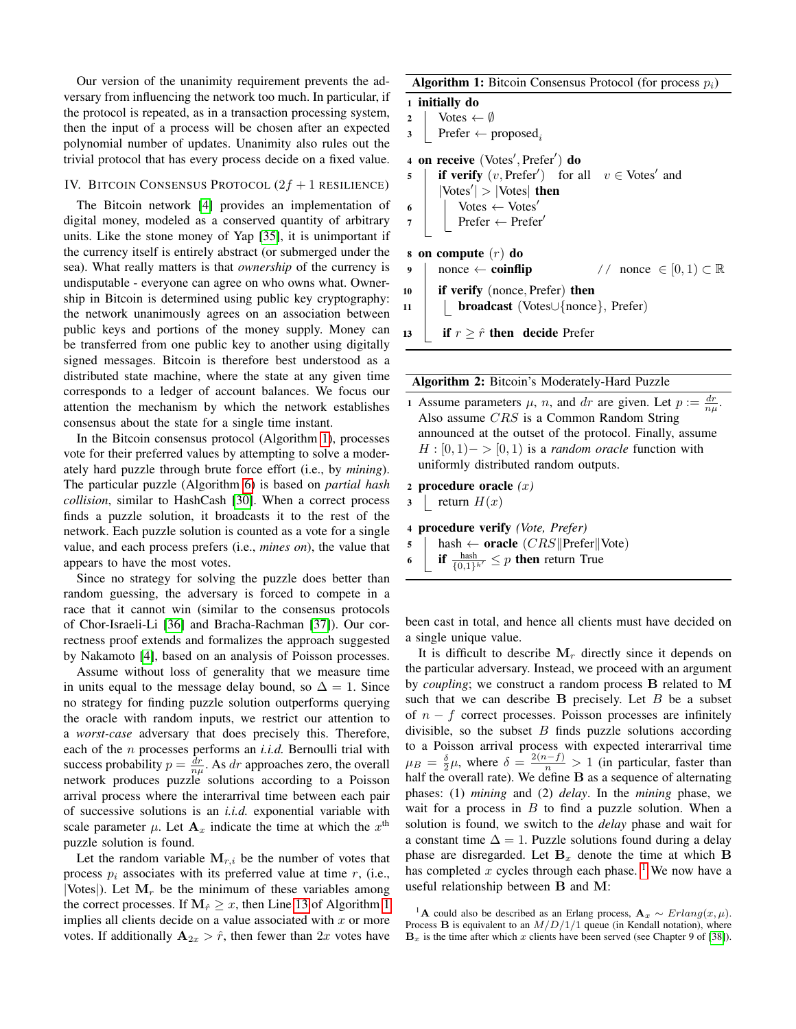Our version of the unanimity requirement prevents the adversary from influencing the network too much. In particular, if the protocol is repeated, as in a transaction processing system, then the input of a process will be chosen after an expected polynomial number of updates. Unanimity also rules out the trivial protocol that has every process decide on a fixed value.

## IV. Bitcoin Consensus Protocol ($2f + 1$ resilience)

The Bitcoin network [4] provides an implementation of digital money, modeled as a conserved quantity of arbitrary units. Like the stone money of Yap [35], it is unimportant if the currency itself is entirely abstract (or submerged under the sea). What really matters is that *ownership* of the currency is undisputable - everyone can agree on who owns what. Ownership in Bitcoin is determined using public key cryptography: the network unanimously agrees on an association between public keys and portions of the money supply. Money can be transferred from one public key to another using digitally signed messages. Bitcoin is therefore best understood as a distributed state machine, where the state at any given time corresponds to a ledger of account balances. We focus our attention the mechanism by which the network establishes consensus about the state for a single time instant.

In the Bitcoin consensus protocol (Algorithm 1), processes vote for their preferred values by attempting to solve a moderately hard puzzle through brute force effort (i.e., by *mining*). The particular puzzle (Algorithm 6) is based on *partial hash collision*, similar to HashCash [30]. When a correct process finds a puzzle solution, it broadcasts it to the rest of the network. Each puzzle solution is counted as a vote for a single value, and each process prefers (i.e., *mines on*), the value that appears to have the most votes.

Since no strategy for solving the puzzle does better than random guessing, the adversary is forced to compete in a race that it cannot win (similar to the consensus protocols of Chor-Israeli-Li [36] and Bracha-Rachman [37]). Our correctness proof extends and formalizes the approach suggested by Nakamoto [4], based on an analysis of Poisson processes.

Assume without loss of generality that we measure time in units equal to the message delay bound, so $\Delta = 1$. Since no strategy for finding puzzle solution outperforms querying the oracle with random inputs, we restrict our attention to a *worst-case* adversary that does precisely this. Therefore, each of the $n$ processes performs an *i.i.d.* Bernoulli trial with success probability $p = \frac{dr}{n\mu}$. As $dr$ approaches zero, the overall network produces puzzle solutions according to a Poisson arrival process where the interarrival time between each pair of successive solutions is an *i.i.d.* exponential variable with scale parameter $\mu$. Let $\mathbf{A}_x$ indicate the time at which the $x^{\text{th}}$ puzzle solution is found.

Let the random variable $\mathbf{M}_{r,i}$ be the number of votes that process $p_i$ associates with its preferred value at time $r$, (i.e., $|\text{Votes}|$). Let $\mathbf{M}_r$ be the minimum of these variables among the correct processes. If $\mathbf{M}_{\hat{r}} \geq x$, then Line 13 of Algorithm 1 implies all clients decide on a value associated with $x$ or more votes. If additionally $\mathbf{A}_{2x} > \hat{r}$, then fewer than $2x$ votes have been cast in total, and hence all clients must have decided on a single unique value.

**Algorithm 1:** Bitcoin Consensus Protocol (for process $p_i$)

```
1  initially do
2  |   Votes ← ∅
3  |   Prefer ← proposed_i
4  on receive (Votes′, Prefer′) do
5  |   if verify (v, Prefer′) for all v ∈ Votes′ and
   |   |Votes′| > |Votes| then
6  |   |   Votes ← Votes′
7  |   |   Prefer ← Prefer′
8  on compute (r) do
9  |   nonce ← coinflip            // nonce ∈ [0,1) ⊂ ℝ
10 |   if verify (nonce, Prefer) then
11 |   |   broadcast (Votes∪{nonce}, Prefer)
13 |   if r ≥ r̂ then decide Prefer
```

**Algorithm 2:** Bitcoin's Moderately-Hard Puzzle

```
1  Assume parameters μ, n, and dr are given. Let p := dr/(nμ).
   Also assume CRS is a Common Random String
   announced at the outset of the protocol. Finally, assume
   H : [0,1)−> [0,1) is a random oracle function with
   uniformly distributed random outputs.
2  procedure oracle (x)
3  |   return H(x)
4  procedure verify (Vote, Prefer)
5  |   hash ← oracle (CRS‖Prefer‖Vote)
6  |   if hash/{0,1}^k′ ≤ p then return True
```

It is difficult to describe $\mathbf{M}_r$ directly since it depends on the particular adversary. Instead, we proceed with an argument by *coupling*; we construct a random process $\mathbf{B}$ related to $\mathbf{M}$ such that we can describe $\mathbf{B}$ precisely. Let $B$ be a subset of $n - f$ correct processes. Poisson processes are infinitely divisible, so the subset $B$ finds puzzle solutions according to a Poisson arrival process with expected interarrival time $\mu_B = \frac{\delta}{2}\mu$, where $\delta = \frac{2(n-f)}{n} > 1$ (in particular, faster than half the overall rate). We define $\mathbf{B}$ as a sequence of alternating phases: (1) *mining* and (2) *delay*. In the *mining* phase, we wait for a process in $B$ to find a puzzle solution. When a solution is found, we switch to the *delay* phase and wait for a constant time $\Delta = 1$. Puzzle solutions found during a delay phase are disregarded. Let $\mathbf{B}_x$ denote the time at which $\mathbf{B}$ has completed $x$ cycles through each phase. [1] We now have a useful relationship between $\mathbf{B}$ and $\mathbf{M}$:

[1] $\mathbf{A}$ could also be described as an Erlang process, $\mathbf{A}_x \sim Erlang(x, \mu)$. Process $\mathbf{B}$ is equivalent to an $M/D/1/1$ queue (in Kendall notation), where $\mathbf{B}_x$ is the time after which $x$ clients have been served (see Chapter 9 of [38]).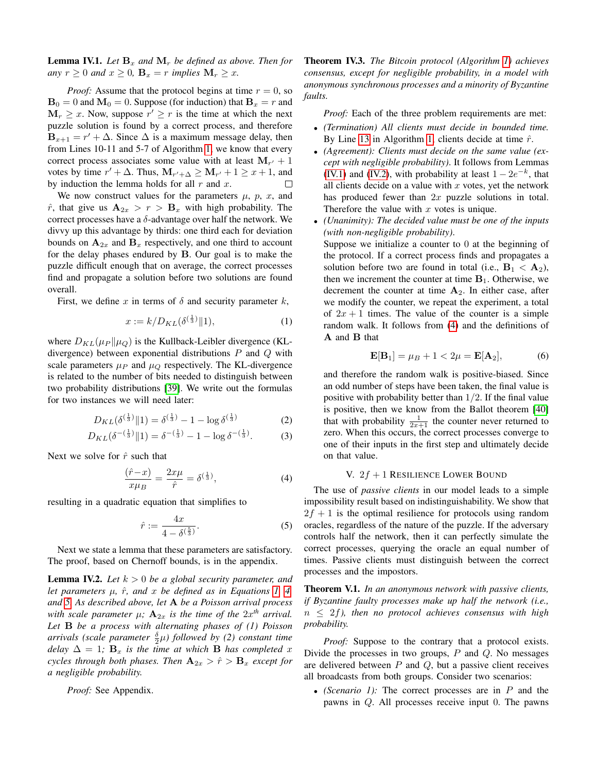**Lemma IV.1.** *Let $\mathbf{B}_x$ and $\mathbf{M}_r$ be defined as above. Then for any $r \geq 0$ and $x \geq 0$, $\mathbf{B}_x = r$ implies $\mathbf{M}_r \geq x$.*

*Proof:* Assume that the protocol begins at time $r = 0$, so $\mathbf{B}_0 = 0$ and $\mathbf{M}_0 = 0$. Suppose (for induction) that $\mathbf{B}_x = r$ and $\mathbf{M}_r \geq x$. Now, suppose $r' \geq r$ is the time at which the next puzzle solution is found by a correct process, and therefore $\mathbf{B}_{x+1} = r' + \Delta$. Since $\Delta$ is a maximum message delay, then from Lines 10-11 and 5-7 of Algorithm 1, we know that every correct process associates some value with at least $\mathbf{M}_{r'} + 1$ votes by time $r' + \Delta$. Thus, $\mathbf{M}_{r'+\Delta} \geq \mathbf{M}_{r'} + 1 \geq x + 1$, and by induction the lemma holds for all $r$ and $x$. ∎

We now construct values for the parameters $\mu$, $p$, $x$, and $\hat{r}$, that give us $\mathbf{A}_{2x} > r > \mathbf{B}_x$ with high probability. The correct processes have a $\delta$-advantage over half the network. We divvy up this advantage by thirds: one third each for deviation bounds on $\mathbf{A}_{2x}$ and $\mathbf{B}_x$ respectively, and one third to account for the delay phases endured by $\mathbf{B}$. Our goal is to make the puzzle difficult enough that on average, the correct processes find and propagate a solution before two solutions are found overall.

First, we define $x$ in terms of $\delta$ and security parameter $k$,

$$x := k / D_{KL}(\delta^{(\frac{1}{3})} \| 1), \tag{1}$$

where $D_{KL}(\mu_P \| \mu_Q)$ is the Kullback-Leibler divergence (KL-divergence) between exponential distributions $P$ and $Q$ with scale parameters $\mu_P$ and $\mu_Q$ respectively. The KL-divergence is related to the number of bits needed to distinguish between two probability distributions [39]. We write out the formulas for two instances we will need later:

$$D_{KL}(\delta^{(\frac{1}{3})} \| 1) = \delta^{(\frac{1}{3})} - 1 - \log \delta^{(\frac{1}{3})} \tag{2}$$

$$D_{KL}(\delta^{-(\frac{1}{3})} \| 1) = \delta^{-(\frac{1}{3})} - 1 - \log \delta^{-(\frac{1}{3})}. \tag{3}$$

Next we solve for $\hat{r}$ such that

$$\frac{(\hat{r} - x)}{x \mu_B} = \frac{2x\mu}{\hat{r}} = \delta^{(\frac{1}{3})}, \tag{4}$$

resulting in a quadratic equation that simplifies to

$$\hat{r} := \frac{4x}{4 - \delta^{(\frac{5}{3})}}. \tag{5}$$

Next we state a lemma that these parameters are satisfactory. The proof, based on Chernoff bounds, is in the appendix.

**Lemma IV.2.** *Let $k > 0$ be a global security parameter, and let parameters $\mu$, $\hat{r}$, and $x$ be defined as in Equations 1, 4, and 5. As described above, let $\mathbf{A}$ be a Poisson arrival process with scale parameter $\mu$; $\mathbf{A}_{2x}$ is the time of the $2x^{th}$ arrival. Let $\mathbf{B}$ be a process with alternating phases of (1) Poisson arrivals (scale parameter $\frac{\delta}{2}\mu$) followed by (2) constant time delay $\Delta = 1$; $\mathbf{B}_x$ is the time at which $\mathbf{B}$ has completed $x$ cycles through both phases. Then $\mathbf{A}_{2x} > \hat{r} > \mathbf{B}_x$ except for a negligible probability.*

*Proof:* See Appendix.

**Theorem IV.3.** *The Bitcoin protocol (Algorithm 1) achieves consensus, except for negligible probability, in a model with anonymous synchronous processes and a minority of Byzantine faults.*

*Proof:* Each of the three problem requirements are met:

- *(Termination) All clients must decide in bounded time.* By Line 13 in Algorithm 1, clients decide at time $\hat{r}$.
- *(Agreement): Clients must decide on the same value (except with negligible probability).* It follows from Lemmas (IV.1) and (IV.2), with probability at least $1 - 2e^{-k}$, that all clients decide on a value with $x$ votes, yet the network has produced fewer than $2x$ puzzle solutions in total. Therefore the value with $x$ votes is unique.
- *(Unanimity): The decided value must be one of the inputs (with non-negligible probability).*
  Suppose we initialize a counter to $0$ at the beginning of the protocol. If a correct process finds and propagates a solution before two are found in total (i.e., $\mathbf{B}_1 < \mathbf{A}_2$), then we increment the counter at time $\mathbf{B}_1$. Otherwise, we decrement the counter at time $\mathbf{A}_2$. In either case, after we modify the counter, we repeat the experiment, a total of $2x + 1$ times. The value of the counter is a simple random walk. It follows from (4) and the definitions of $\mathbf{A}$ and $\mathbf{B}$ that

  $$\mathbf{E}[\mathbf{B}_1] = \mu_B + 1 < 2\mu = \mathbf{E}[\mathbf{A}_2], \tag{6}$$

  and therefore the random walk is positive-biased. Since an odd number of steps have been taken, the final value is positive with probability better than $1/2$. If the final value is positive, then we know from the Ballot theorem [40] that with probability $\frac{1}{2x+1}$ the counter never returned to zero. When this occurs, the correct processes converge to one of their inputs in the first step and ultimately decide on that value.

## V. $2f + 1$ Resilience Lower Bound

The use of *passive clients* in our model leads to a simple impossibility result based on indistinguishability. We show that $2f + 1$ is the optimal resilience for protocols using random oracles, regardless of the nature of the puzzle. If the adversary controls half the network, then it can perfectly simulate the correct processes, querying the oracle an equal number of times. Passive clients must distinguish between the correct processes and the impostors.

**Theorem V.1.** *In an anonymous network with passive clients, if Byzantine faulty processes make up half the network (i.e., $n \leq 2f$), then no protocol achieves consensus with high probability.*

*Proof:* Suppose to the contrary that a protocol exists. Divide the processes in two groups, $P$ and $Q$. No messages are delivered between $P$ and $Q$, but a passive client receives all broadcasts from both groups. Consider two scenarios:

- *(Scenario 1):* The correct processes are in $P$ and the pawns in $Q$. All processes receive input $0$. The pawns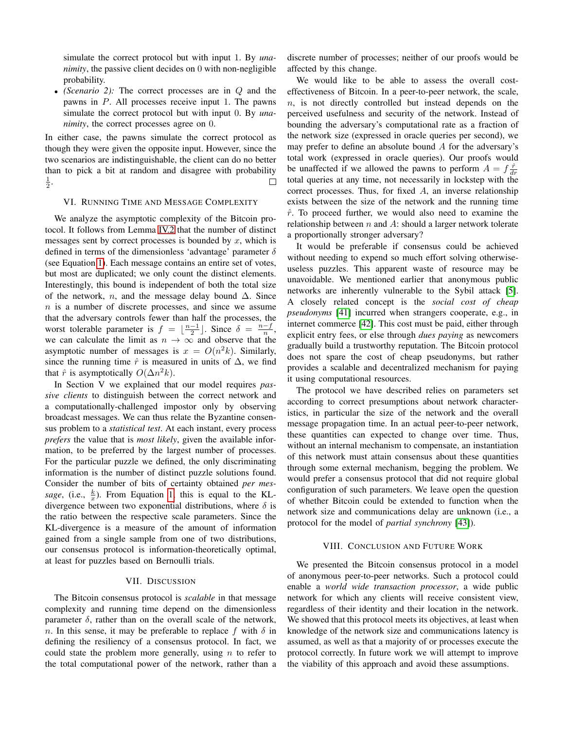simulate the correct protocol but with input 1. By *unanimity*, the passive client decides on 0 with non-negligible probability.

- *(Scenario 2):* The correct processes are in $Q$ and the pawns in $P$. All processes receive input 1. The pawns simulate the correct protocol but with input 0. By *unanimity*, the correct processes agree on 0.

In either case, the pawns simulate the correct protocol as though they were given the opposite input. However, since the two scenarios are indistinguishable, the client can do no better than to pick a bit at random and disagree with probability $\frac{1}{2}$. □

## VI. Running Time and Message Complexity

We analyze the asymptotic complexity of the Bitcoin protocol. It follows from Lemma IV.2 that the number of distinct messages sent by correct processes is bounded by $x$, which is defined in terms of the dimensionless 'advantage' parameter $\delta$ (see Equation 1). Each message contains an entire set of votes, but most are duplicated; we only count the distinct elements. Interestingly, this bound is independent of both the total size of the network, $n$, and the message delay bound $\Delta$. Since $n$ is a number of discrete processes, and since we assume that the adversary controls fewer than half the processes, the worst tolerable parameter is $f = \lfloor \frac{n-1}{2} \rfloor$. Since $\delta = \frac{n-f}{n}$, we can calculate the limit as $n \to \infty$ and observe that the asymptotic number of messages is $x = O(n^2 k)$. Similarly, since the running time $\hat{r}$ is measured in units of $\Delta$, we find that $\hat{r}$ is asymptotically $O(\Delta n^2 k)$.

In Section V we explained that our model requires *passive clients* to distinguish between the correct network and a computationally-challenged impostor only by observing broadcast messages. We can thus relate the Byzantine consensus problem to a *statistical test*. At each instant, every process *prefers* the value that is *most likely*, given the available information, to be preferred by the largest number of processes. For the particular puzzle we defined, the only discriminating information is the number of distinct puzzle solutions found. Consider the number of bits of certainty obtained *per message*, (i.e., $\frac{k}{x}$). From Equation 1, this is equal to the KL-divergence between two exponential distributions, where $\delta$ is the ratio between the respective scale parameters. Since the KL-divergence is a measure of the amount of information gained from a single sample from one of two distributions, our consensus protocol is information-theoretically optimal, at least for puzzles based on Bernoulli trials.

## VII. Discussion

The Bitcoin consensus protocol is *scalable* in that message complexity and running time depend on the dimensionless parameter $\delta$, rather than on the overall scale of the network, $n$. In this sense, it may be preferable to replace $f$ with $\delta$ in defining the resiliency of a consensus protocol. In fact, we could state the problem more generally, using $n$ to refer to the total computational power of the network, rather than a discrete number of processes; neither of our proofs would be affected by this change.

We would like to be able to assess the overall cost-effectiveness of Bitcoin. In a peer-to-peer network, the scale, $n$, is not directly controlled but instead depends on the perceived usefulness and security of the network. Instead of bounding the adversary's computational rate as a fraction of the network size (expressed in oracle queries per second), we may prefer to define an absolute bound $A$ for the adversary's total work (expressed in oracle queries). Our proofs would be unaffected if we allowed the pawns to perform $A = f\frac{\hat{r}}{dr}$ total queries at any time, not necessarily in lockstep with the correct processes. Thus, for fixed $A$, an inverse relationship exists between the size of the network and the running time $\hat{r}$. To proceed further, we would also need to examine the relationship between $n$ and $A$: should a larger network tolerate a proportionally stronger adversary?

It would be preferable if consensus could be achieved without needing to expend so much effort solving otherwise-useless puzzles. This apparent waste of resource may be unavoidable. We mentioned earlier that anonymous public networks are inherently vulnerable to the Sybil attack [5]. A closely related concept is the *social cost of cheap pseudonyms* [41] incurred when strangers cooperate, e.g., in internet commerce [42]. This cost must be paid, either through explicit entry fees, or else through *dues paying* as newcomers gradually build a trustworthy reputation. The Bitcoin protocol does not spare the cost of cheap pseudonyms, but rather provides a scalable and decentralized mechanism for paying it using computational resources.

The protocol we have described relies on parameters set according to correct presumptions about network characteristics, in particular the size of the network and the overall message propagation time. In an actual peer-to-peer network, these quantities can expected to change over time. Thus, without an internal mechanism to compensate, an instantiation of this network must attain consensus about these quantities through some external mechanism, begging the problem. We would prefer a consensus protocol that did not require global configuration of such parameters. We leave open the question of whether Bitcoin could be extended to function when the network size and communications delay are unknown (i.e., a protocol for the model of *partial synchrony* [43]).

## VIII. Conclusion and Future Work

We presented the Bitcoin consensus protocol in a model of anonymous peer-to-peer networks. Such a protocol could enable a *world wide transaction processor*, a wide public network for which any clients will receive consistent view, regardless of their identity and their location in the network. We showed that this protocol meets its objectives, at least when knowledge of the network size and communications latency is assumed, as well as that a majority of or processes execute the protocol correctly. In future work we will attempt to improve the viability of this approach and avoid these assumptions.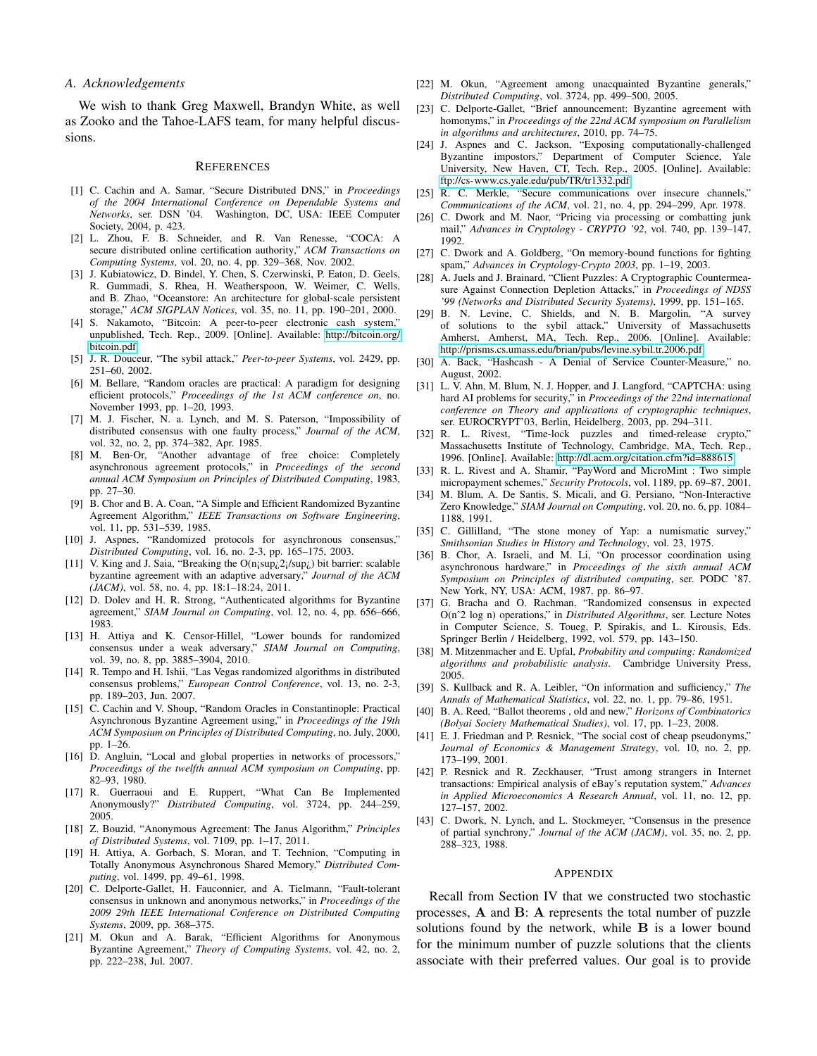### A. Acknowledgements

We wish to thank Greg Maxwell, Brandyn White, as well as Zooko and the Tahoe-LAFS team, for many helpful discussions.

## References

[1] C. Cachin and A. Samar, "Secure Distributed DNS," in *Proceedings of the 2004 International Conference on Dependable Systems and Networks*, ser. DSN '04. Washington, DC, USA: IEEE Computer Society, 2004, p. 423.

[2] L. Zhou, F. B. Schneider, and R. Van Renesse, "COCA: A secure distributed online certification authority," *ACM Transactions on Computing Systems*, vol. 20, no. 4, pp. 329–368, Nov. 2002.

[3] J. Kubiatowicz, D. Bindel, Y. Chen, S. Czerwinski, P. Eaton, D. Geels, R. Gummadi, S. Rhea, H. Weatherspoon, W. Weimer, C. Wells, and B. Zhao, "Oceanstore: An architecture for global-scale persistent storage," *ACM SIGPLAN Notices*, vol. 35, no. 11, pp. 190–201, 2000.

[4] S. Nakamoto, "Bitcoin: A peer-to-peer electronic cash system," unpublished, Tech. Rep., 2009. [Online]. Available: http://bitcoin.org/bitcoin.pdf

[5] J. R. Douceur, "The sybil attack," *Peer-to-peer Systems*, vol. 2429, pp. 251–60, 2002.

[6] M. Bellare, "Random oracles are practical: A paradigm for designing efficient protocols," *Proceedings of the 1st ACM conference on*, no. November 1993, pp. 1–20, 1993.

[7] M. J. Fischer, N. a. Lynch, and M. S. Paterson, "Impossibility of distributed consensus with one faulty process," *Journal of the ACM*, vol. 32, no. 2, pp. 374–382, Apr. 1985.

[8] M. Ben-Or, "Another advantage of free choice: Completely asynchronous agreement protocols," in *Proceedings of the second annual ACM Symposium on Principles of Distributed Computing*, 1983, pp. 27–30.

[9] B. Chor and B. A. Coan, "A Simple and Efficient Randomized Byzantine Agreement Algorithm," *IEEE Transactions on Software Engineering*, vol. 11, pp. 531–539, 1985.

[10] J. Aspnes, "Randomized protocols for asynchronous consensus," *Distributed Computing*, vol. 16, no. 2-3, pp. 165–175, 2003.

[11] V. King and J. Saia, "Breaking the O(n¡sup¿2¡/sup¿) bit barrier: scalable byzantine agreement with an adaptive adversary," *Journal of the ACM (JACM)*, vol. 58, no. 4, pp. 18:1–18:24, 2011.

[12] D. Dolev and H. R. Strong, "Authenticated algorithms for Byzantine agreement," *SIAM Journal on Computing*, vol. 12, no. 4, pp. 656–666, 1983.

[13] H. Attiya and K. Censor-Hillel, "Lower bounds for randomized consensus under a weak adversary," *SIAM Journal on Computing*, vol. 39, no. 8, pp. 3885–3904, 2010.

[14] R. Tempo and H. Ishii, "Las Vegas randomized algorithms in distributed consensus problems," *European Control Conference*, vol. 13, no. 2-3, pp. 189–203, Jun. 2007.

[15] C. Cachin and V. Shoup, "Random Oracles in Constantinople: Practical Asynchronous Byzantine Agreement using," in *Proceedings of the 19th ACM Symposium on Principles of Distributed Computing*, no. July, 2000, pp. 1–26.

[16] D. Angluin, "Local and global properties in networks of processors," *Proceedings of the twelfth annual ACM symposium on Computing*, pp. 82–93, 1980.

[17] R. Guerraoui and E. Ruppert, "What Can Be Implemented Anonymously?" *Distributed Computing*, vol. 3724, pp. 244–259, 2005.

[18] Z. Bouzid, "Anonymous Agreement: The Janus Algorithm," *Principles of Distributed Systems*, vol. 7109, pp. 1–17, 2011.

[19] H. Attiya, A. Gorbach, S. Moran, and T. Technion, "Computing in Totally Anonymous Asynchronous Shared Memory," *Distributed Computing*, vol. 1499, pp. 49–61, 1998.

[20] C. Delporte-Gallet, H. Fauconnier, and A. Tielmann, "Fault-tolerant consensus in unknown and anonymous networks," in *Proceedings of the 2009 29th IEEE International Conference on Distributed Computing Systems*, 2009, pp. 368–375.

[21] M. Okun and A. Barak, "Efficient Algorithms for Anonymous Byzantine Agreement," *Theory of Computing Systems*, vol. 42, no. 2, pp. 222–238, Jul. 2007.

[22] M. Okun, "Agreement among unacquainted Byzantine generals," *Distributed Computing*, vol. 3724, pp. 499–500, 2005.

[23] C. Delporte-Gallet, "Brief announcement: Byzantine agreement with homonyms," in *Proceedings of the 22nd ACM symposium on Parallelism in algorithms and architectures*, 2010, pp. 74–75.

[24] J. Aspnes and C. Jackson, "Exposing computationally-challenged Byzantine impostors," Department of Computer Science, Yale University, New Haven, CT, Tech. Rep., 2005. [Online]. Available: ftp://cs-www.cs.yale.edu/pub/TR/tr1332.pdf

[25] R. C. Merkle, "Secure communications over insecure channels," *Communications of the ACM*, vol. 21, no. 4, pp. 294–299, Apr. 1978.

[26] C. Dwork and M. Naor, "Pricing via processing or combatting junk mail," *Advances in Cryptology - CRYPTO '92*, vol. 740, pp. 139–147, 1992.

[27] C. Dwork and A. Goldberg, "On memory-bound functions for fighting spam," *Advances in Cryptology-Crypto 2003*, pp. 1–19, 2003.

[28] A. Juels and J. Brainard, "Client Puzzles: A Cryptographic Countermeasure Against Connection Depletion Attacks," in *Proceedings of NDSS '99 (Networks and Distributed Security Systems)*, 1999, pp. 151–165.

[29] B. N. Levine, C. Shields, and N. B. Margolin, "A survey of solutions to the sybil attack," University of Massachusetts Amherst, Amherst, MA, Tech. Rep., 2006. [Online]. Available: http://prisms.cs.umass.edu/brian/pubs/levine.sybil.tr.2006.pdf

[30] A. Back, "Hashcash - A Denial of Service Counter-Measure," no. August, 2002.

[31] L. V. Ahn, M. Blum, N. J. Hopper, and J. Langford, "CAPTCHA: using hard AI problems for security," in *Proceedings of the 22nd international conference on Theory and applications of cryptographic techniques*, ser. EUROCRYPT'03, Berlin, Heidelberg, 2003, pp. 294–311.

[32] R. L. Rivest, "Time-lock puzzles and timed-release crypto," Massachusetts Institute of Technology, Cambridge, MA, Tech. Rep., 1996. [Online]. Available: http://dl.acm.org/citation.cfm?id=888615

[33] R. L. Rivest and A. Shamir, "PayWord and MicroMint : Two simple micropayment schemes," *Security Protocols*, vol. 1189, pp. 69–87, 2001.

[34] M. Blum, A. De Santis, S. Micali, and G. Persiano, "Non-Interactive Zero Knowledge," *SIAM Journal on Computing*, vol. 20, no. 6, pp. 1084–1188, 1991.

[35] C. Gillilland, "The stone money of Yap: a numismatic survey," *Smithsonian Studies in History and Technology*, vol. 23, 1975.

[36] B. Chor, A. Israeli, and M. Li, "On processor coordination using asynchronous hardware," in *Proceedings of the sixth annual ACM Symposium on Principles of distributed computing*, ser. PODC '87. New York, NY, USA: ACM, 1987, pp. 86–97.

[37] G. Bracha and O. Rachman, "Randomized consensus in expected O(nˆ2 log n) operations," in *Distributed Algorithms*, ser. Lecture Notes in Computer Science, S. Toueg, P. Spirakis, and L. Kirousis, Eds. Springer Berlin / Heidelberg, 1992, vol. 579, pp. 143–150.

[38] M. Mitzenmacher and E. Upfal, *Probability and computing: Randomized algorithms and probabilistic analysis*. Cambridge University Press, 2005.

[39] S. Kullback and R. A. Leibler, "On information and sufficiency," *The Annals of Mathematical Statistics*, vol. 22, no. 1, pp. 79–86, 1951.

[40] B. A. Reed, "Ballot theorems , old and new," *Horizons of Combinatorics (Bolyai Society Mathematical Studies)*, vol. 17, pp. 1–23, 2008.

[41] E. J. Friedman and P. Resnick, "The social cost of cheap pseudonyms," *Journal of Economics & Management Strategy*, vol. 10, no. 2, pp. 173–199, 2001.

[42] P. Resnick and R. Zeckhauser, "Trust among strangers in Internet transactions: Empirical analysis of eBay's reputation system," *Advances in Applied Microeconomics A Research Annual*, vol. 11, no. 12, pp. 127–157, 2002.

[43] C. Dwork, N. Lynch, and L. Stockmeyer, "Consensus in the presence of partial synchrony," *Journal of the ACM (JACM)*, vol. 35, no. 2, pp. 288–323, 1988.

## Appendix

Recall from Section IV that we constructed two stochastic processes, $\mathbf{A}$ and $\mathbf{B}$: $\mathbf{A}$ represents the total number of puzzle solutions found by the network, while $\mathbf{B}$ is a lower bound for the minimum number of puzzle solutions that the clients associate with their preferred values. Our goal is to provide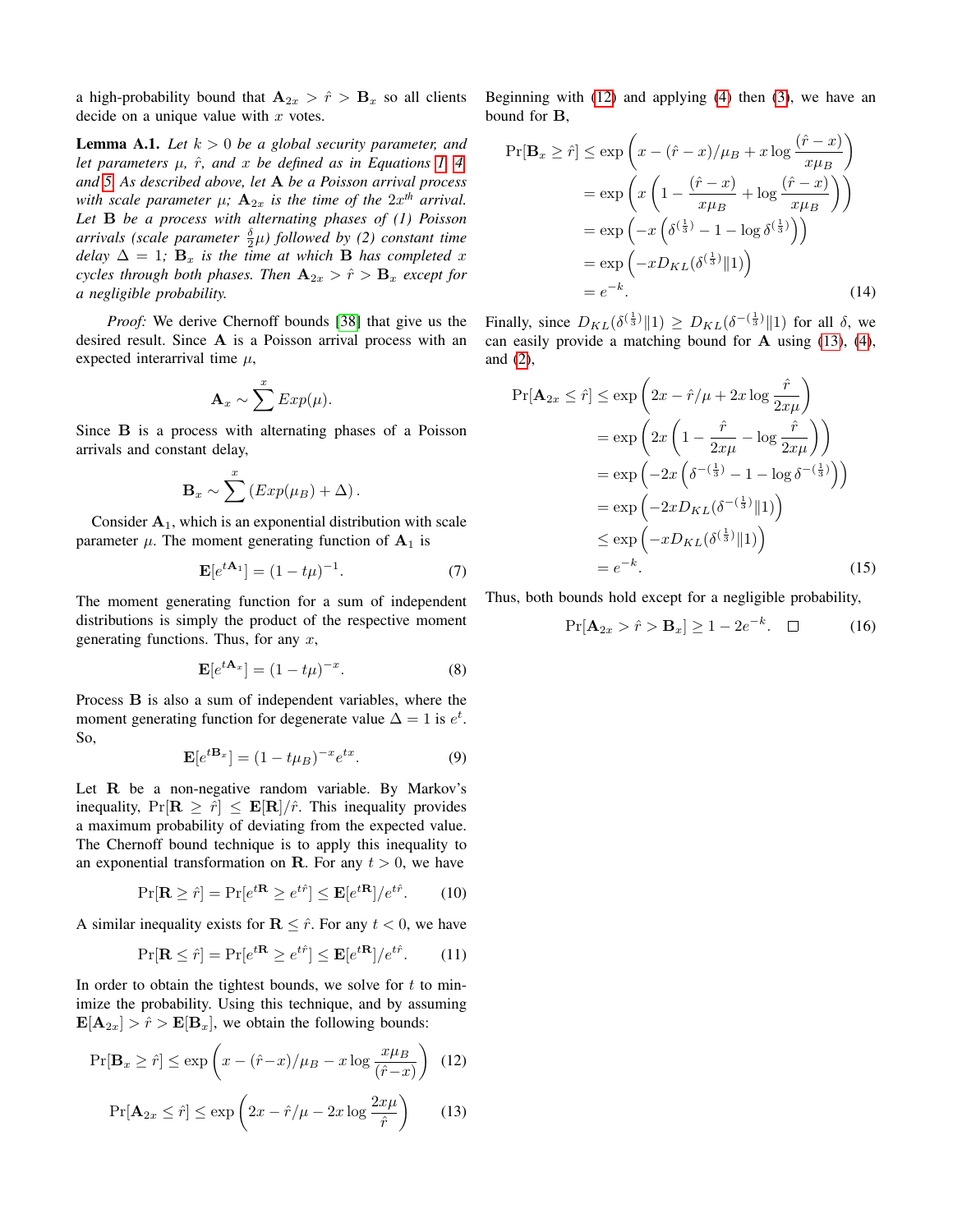a high-probability bound that $\mathbf{A}_{2x} > \hat{r} > \mathbf{B}_x$ so all clients decide on a unique value with $x$ votes.

**Lemma A.1.** *Let $k > 0$ be a global security parameter, and let parameters $\mu$, $\hat{r}$, and $x$ be defined as in Equations 1, 4, and 5. As described above, let $\mathbf{A}$ be a Poisson arrival process with scale parameter $\mu$; $\mathbf{A}_{2x}$ is the time of the $2x^{th}$ arrival. Let $\mathbf{B}$ be a process with alternating phases of (1) Poisson arrivals (scale parameter $\frac{\delta}{2}\mu$) followed by (2) constant time delay $\Delta = 1$; $\mathbf{B}_x$ is the time at which $\mathbf{B}$ has completed $x$ cycles through both phases. Then $\mathbf{A}_{2x} > \hat{r} > \mathbf{B}_x$ except for a negligible probability.*

*Proof:* We derive Chernoff bounds [38] that give us the desired result. Since $\mathbf{A}$ is a Poisson arrival process with an expected interarrival time $\mu$,

$$\mathbf{A}_x \sim \sum^{x} Exp(\mu).$$

Since $\mathbf{B}$ is a process with alternating phases of a Poisson arrivals and constant delay,

$$\mathbf{B}_x \sim \sum^{x} \left(Exp(\mu_B) + \Delta\right).$$

Consider $\mathbf{A}_1$, which is an exponential distribution with scale parameter $\mu$. The moment generating function of $\mathbf{A}_1$ is

$$\mathbf{E}[e^{t\mathbf{A}_1}] = (1 - t\mu)^{-1}. \tag{7}$$

The moment generating function for a sum of independent distributions is simply the product of the respective moment generating functions. Thus, for any $x$,

$$\mathbf{E}[e^{t\mathbf{A}_x}] = (1 - t\mu)^{-x}. \tag{8}$$

Process $\mathbf{B}$ is also a sum of independent variables, where the moment generating function for degenerate value $\Delta = 1$ is $e^t$. So,

$$\mathbf{E}[e^{t\mathbf{B}_x}] = (1 - t\mu_B)^{-x} e^{tx}. \tag{9}$$

Let $\mathbf{R}$ be a non-negative random variable. By Markov's inequality, $\Pr[\mathbf{R} \geq \hat{r}] \leq \mathbf{E}[\mathbf{R}]/\hat{r}$. This inequality provides a maximum probability of deviating from the expected value. The Chernoff bound technique is to apply this inequality to an exponential transformation on $\mathbf{R}$. For any $t > 0$, we have

$$\Pr[\mathbf{R} \geq \hat{r}] = \Pr[e^{t\mathbf{R}} \geq e^{t\hat{r}}] \leq \mathbf{E}[e^{t\mathbf{R}}]/e^{t\hat{r}}. \tag{10}$$

A similar inequality exists for $\mathbf{R} \leq \hat{r}$. For any $t < 0$, we have

$$\Pr[\mathbf{R} \leq \hat{r}] = \Pr[e^{t\mathbf{R}} \geq e^{t\hat{r}}] \leq \mathbf{E}[e^{t\mathbf{R}}]/e^{t\hat{r}}. \tag{11}$$

In order to obtain the tightest bounds, we solve for $t$ to minimize the probability. Using this technique, and by assuming $\mathbf{E}[\mathbf{A}_{2x}] > \hat{r} > \mathbf{E}[\mathbf{B}_x]$, we obtain the following bounds:

$$\Pr[\mathbf{B}_x \geq \hat{r}] \leq \exp\left(x - (\hat{r}-x)/\mu_B - x \log \frac{x\mu_B}{(\hat{r}-x)}\right) \tag{12}$$

$$\Pr[\mathbf{A}_{2x} \leq \hat{r}] \leq \exp\left(2x - \hat{r}/\mu - 2x \log \frac{2x\mu}{\hat{r}}\right) \tag{13}$$

Beginning with (12) and applying (4) then (3), we have an bound for $\mathbf{B}$,

$$\begin{aligned}
\Pr[\mathbf{B}_x \geq \hat{r}] &\leq \exp\left(x - (\hat{r}-x)/\mu_B + x \log \frac{(\hat{r}-x)}{x\mu_B}\right) \\
&= \exp\left(x\left(1 - \frac{(\hat{r}-x)}{x\mu_B} + \log \frac{(\hat{r}-x)}{x\mu_B}\right)\right) \\
&= \exp\left(-x\left(\delta^{(\frac{1}{3})} - 1 - \log \delta^{(\frac{1}{3})}\right)\right) \\
&= \exp\left(-x D_{KL}(\delta^{(\frac{1}{3})} \| 1)\right) \\
&= e^{-k}.
\end{aligned} \tag{14}$$

Finally, since $D_{KL}(\delta^{(\frac{1}{3})} \| 1) \geq D_{KL}(\delta^{-(\frac{1}{3})} \| 1)$ for all $\delta$, we can easily provide a matching bound for $\mathbf{A}$ using (13), (4), and (2),

$$\begin{aligned}
\Pr[\mathbf{A}_{2x} \leq \hat{r}] &\leq \exp\left(2x - \hat{r}/\mu + 2x \log \frac{\hat{r}}{2x\mu}\right) \\
&= \exp\left(2x\left(1 - \frac{\hat{r}}{2x\mu} - \log \frac{\hat{r}}{2x\mu}\right)\right) \\
&= \exp\left(-2x\left(\delta^{-(\frac{1}{3})} - 1 - \log \delta^{-(\frac{1}{3})}\right)\right) \\
&= \exp\left(-2x D_{KL}(\delta^{-(\frac{1}{3})} \| 1)\right) \\
&\leq \exp\left(-x D_{KL}(\delta^{(\frac{1}{3})} \| 1)\right) \\
&= e^{-k}.
\end{aligned} \tag{15}$$

Thus, both bounds hold except for a negligible probability,

$$\Pr[\mathbf{A}_{2x} > \hat{r} > \mathbf{B}_x] \geq 1 - 2e^{-k}. \quad \square \tag{16}$$